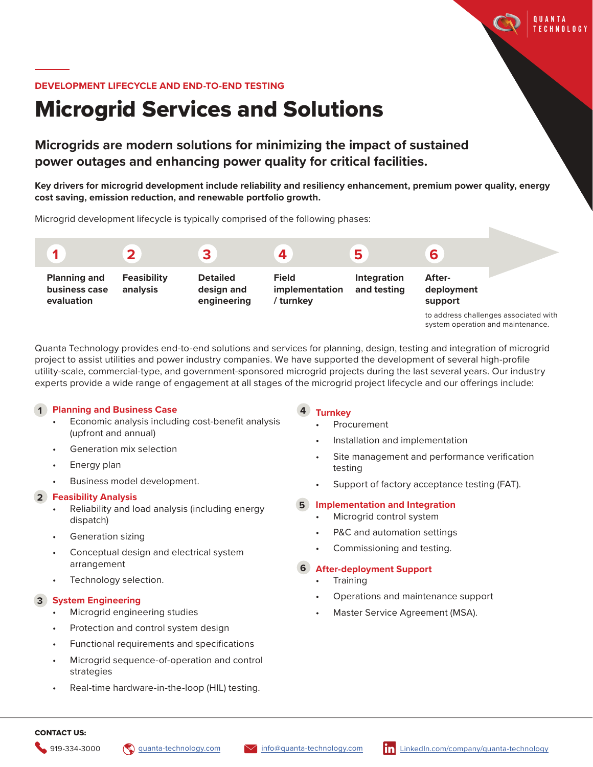DEVELOPMENT LIFECYCLE AND END-TO-END TESTING

# Microgrid Services and Solutions

## Microgrids are modern solutions for minimizing the impact of sustained power outages and enhancing power quality for critical facilities.

**Key drivers for microgrid development include reliability and resiliency enhancement, premium power quality, energy cost saving, emission reduction, and renewable portfolio growth.**

Microgrid development lifecycle is typically comprised of the following phases:

1. **Planning and business case evaluation**
2. **Feasibility analysis**
3. **Detailed design and engineering**
4. **Field implementation / turnkey**
5. **Integration and testing**
6. **After-deployment support** to address challenges associated with system operation and maintenance.

Quanta Technology provides end-to-end solutions and services for planning, design, testing and integration of microgrid project to assist utilities and power industry companies. We have supported the development of several high-profile utility-scale, commercial-type, and government-sponsored microgrid projects during the last several years. Our industry experts provide a wide range of engagement at all stages of the microgrid project lifecycle and our offerings include:

### 1 Planning and Business Case

- Economic analysis including cost-benefit analysis (upfront and annual)
- Generation mix selection
- Energy plan
- Business model development.

### 2 Feasibility Analysis

- Reliability and load analysis (including energy dispatch)
- Generation sizing
- Conceptual design and electrical system arrangement
- Technology selection.

### 3 System Engineering

- Microgrid engineering studies
- Protection and control system design
- Functional requirements and specifications
- Microgrid sequence-of-operation and control strategies
- Real-time hardware-in-the-loop (HIL) testing.

### 4 Turnkey

- Procurement
- Installation and implementation
- Site management and performance verification testing
- Support of factory acceptance testing (FAT).

### 5 Implementation and Integration

- Microgrid control system
- P&C and automation settings
- Commissioning and testing.

### 6 After-deployment Support

- Training
- Operations and maintenance support
- Master Service Agreement (MSA).

**CONTACT US:**

919-334-3000 | quanta-technology.com | info@quanta-technology.com | LinkedIn.com/company/quanta-technology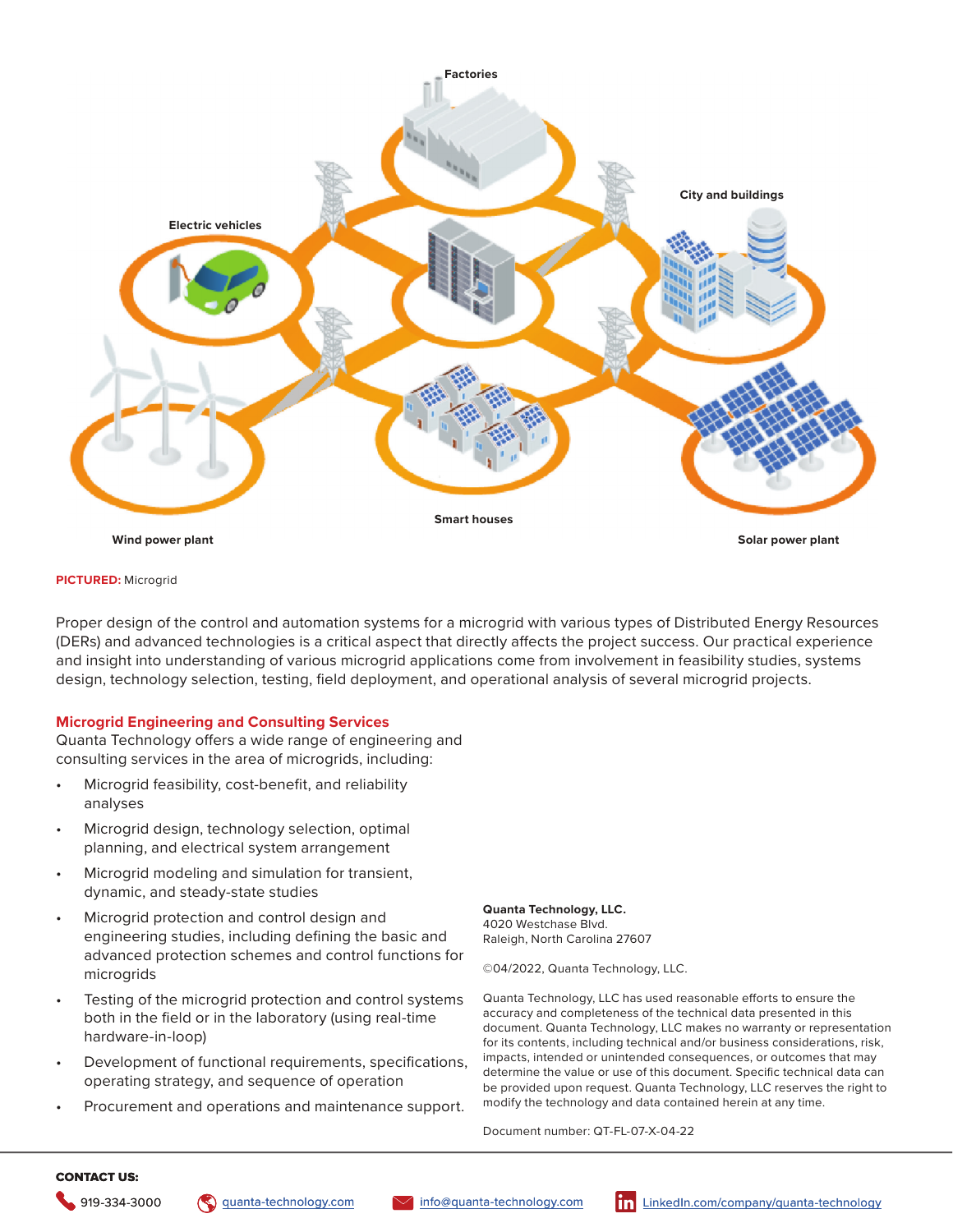Factories

City and buildings

Electric vehicles

Smart houses

Wind power plant

Solar power plant

**PICTURED:** Microgrid

Proper design of the control and automation systems for a microgrid with various types of Distributed Energy Resources (DERs) and advanced technologies is a critical aspect that directly affects the project success. Our practical experience and insight into understanding of various microgrid applications come from involvement in feasibility studies, systems design, technology selection, testing, field deployment, and operational analysis of several microgrid projects.

## Microgrid Engineering and Consulting Services

Quanta Technology offers a wide range of engineering and consulting services in the area of microgrids, including:

- Microgrid feasibility, cost-benefit, and reliability analyses
- Microgrid design, technology selection, optimal planning, and electrical system arrangement
- Microgrid modeling and simulation for transient, dynamic, and steady-state studies
- Microgrid protection and control design and engineering studies, including defining the basic and advanced protection schemes and control functions for microgrids
- Testing of the microgrid protection and control systems both in the field or in the laboratory (using real-time hardware-in-loop)
- Development of functional requirements, specifications, operating strategy, and sequence of operation
- Procurement and operations and maintenance support.

**Quanta Technology, LLC.**
4020 Westchase Blvd.
Raleigh, North Carolina 27607

©04/2022, Quanta Technology, LLC.

Quanta Technology, LLC has used reasonable efforts to ensure the accuracy and completeness of the technical data presented in this document. Quanta Technology, LLC makes no warranty or representation for its contents, including technical and/or business considerations, risk, impacts, intended or unintended consequences, or outcomes that may determine the value or use of this document. Specific technical data can be provided upon request. Quanta Technology, LLC reserves the right to modify the technology and data contained herein at any time.

Document number: QT-FL-07-X-04-22

**CONTACT US:**

919-334-3000 | quanta-technology.com | info@quanta-technology.com | LinkedIn.com/company/quanta-technology